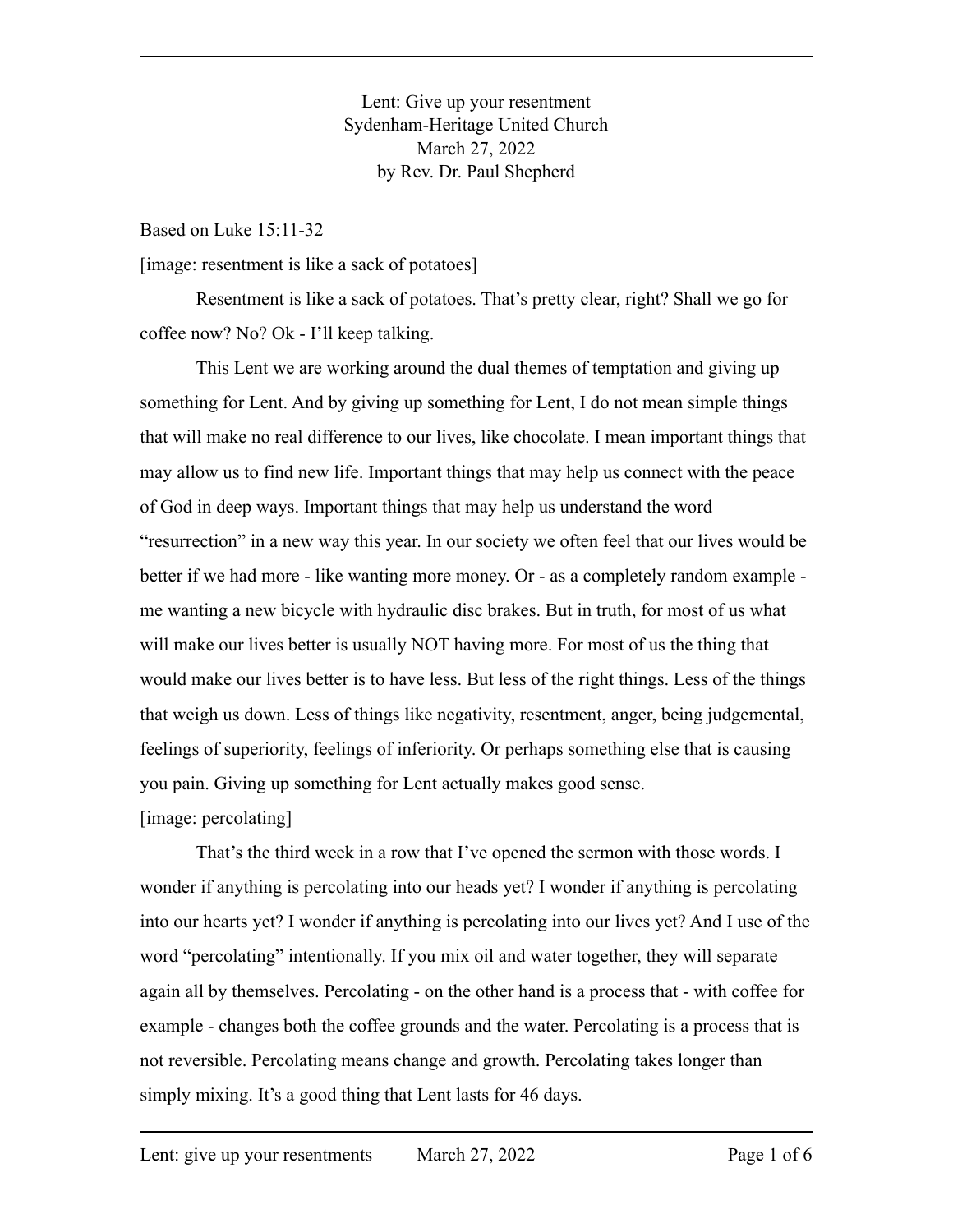Lent: Give up your resentment
Sydenham-Heritage United Church
March 27, 2022
by Rev. Dr. Paul Shepherd

Based on Luke 15:11-32

[image: resentment is like a sack of potatoes]

Resentment is like a sack of potatoes. That's pretty clear, right? Shall we go for coffee now? No? Ok - I'll keep talking.

This Lent we are working around the dual themes of temptation and giving up something for Lent. And by giving up something for Lent, I do not mean simple things that will make no real difference to our lives, like chocolate. I mean important things that may allow us to find new life. Important things that may help us connect with the peace of God in deep ways. Important things that may help us understand the word "resurrection" in a new way this year. In our society we often feel that our lives would be better if we had more - like wanting more money. Or - as a completely random example - me wanting a new bicycle with hydraulic disc brakes. But in truth, for most of us what will make our lives better is usually NOT having more. For most of us the thing that would make our lives better is to have less. But less of the right things. Less of the things that weigh us down. Less of things like negativity, resentment, anger, being judgemental, feelings of superiority, feelings of inferiority. Or perhaps something else that is causing you pain. Giving up something for Lent actually makes good sense.

[image: percolating]

That's the third week in a row that I've opened the sermon with those words. I wonder if anything is percolating into our heads yet? I wonder if anything is percolating into our hearts yet? I wonder if anything is percolating into our lives yet? And I use of the word "percolating" intentionally. If you mix oil and water together, they will separate again all by themselves. Percolating - on the other hand is a process that - with coffee for example - changes both the coffee grounds and the water. Percolating is a process that is not reversible. Percolating means change and growth. Percolating takes longer than simply mixing. It's a good thing that Lent lasts for 46 days.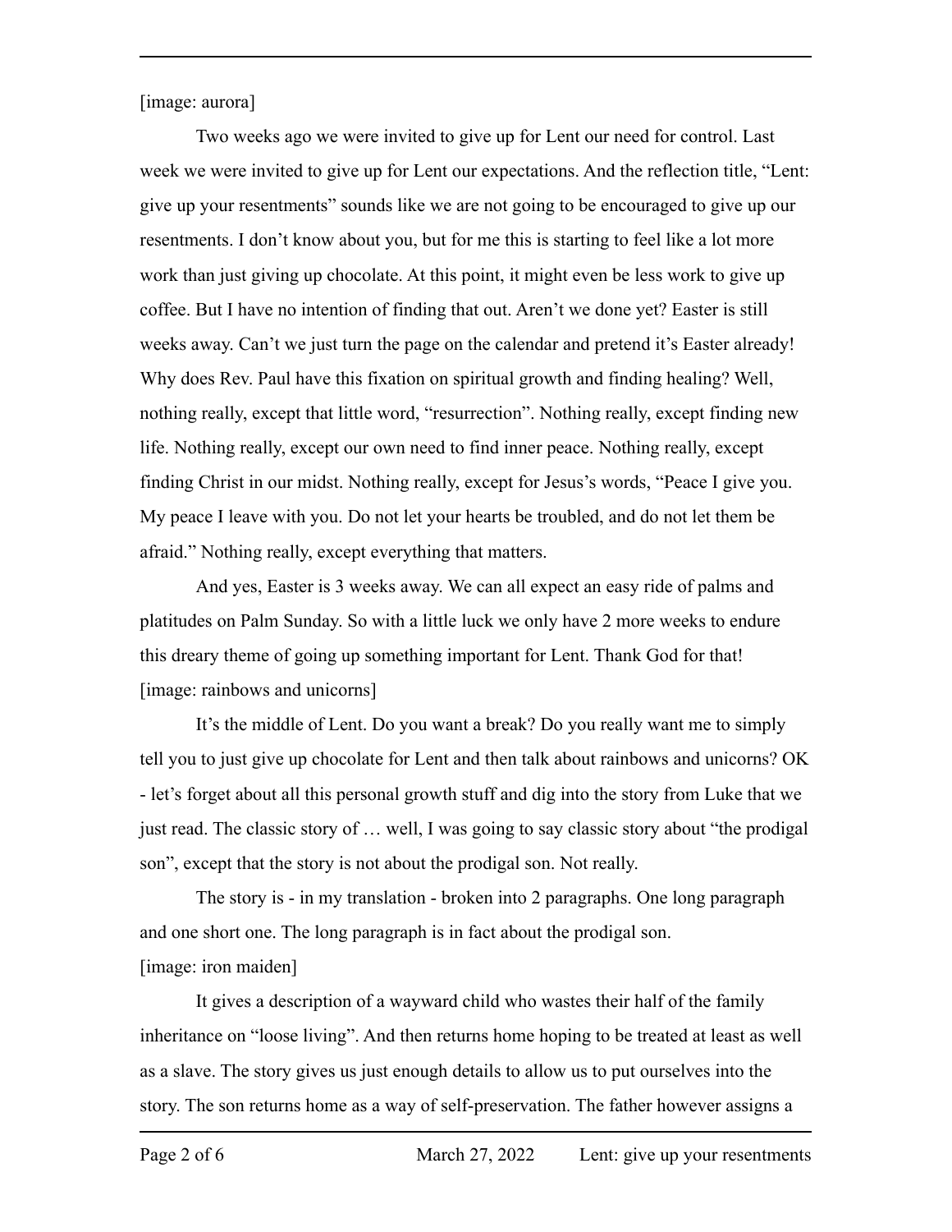[image: aurora]

Two weeks ago we were invited to give up for Lent our need for control. Last week we were invited to give up for Lent our expectations. And the reflection title, "Lent: give up your resentments" sounds like we are not going to be encouraged to give up our resentments. I don't know about you, but for me this is starting to feel like a lot more work than just giving up chocolate. At this point, it might even be less work to give up coffee. But I have no intention of finding that out. Aren't we done yet? Easter is still weeks away. Can't we just turn the page on the calendar and pretend it's Easter already! Why does Rev. Paul have this fixation on spiritual growth and finding healing? Well, nothing really, except that little word, "resurrection". Nothing really, except finding new life. Nothing really, except our own need to find inner peace. Nothing really, except finding Christ in our midst. Nothing really, except for Jesus's words, "Peace I give you. My peace I leave with you. Do not let your hearts be troubled, and do not let them be afraid." Nothing really, except everything that matters.

And yes, Easter is 3 weeks away. We can all expect an easy ride of palms and platitudes on Palm Sunday. So with a little luck we only have 2 more weeks to endure this dreary theme of going up something important for Lent. Thank God for that!
[image: rainbows and unicorns]

It's the middle of Lent. Do you want a break? Do you really want me to simply tell you to just give up chocolate for Lent and then talk about rainbows and unicorns? OK - let's forget about all this personal growth stuff and dig into the story from Luke that we just read. The classic story of … well, I was going to say classic story about "the prodigal son", except that the story is not about the prodigal son. Not really.

The story is - in my translation - broken into 2 paragraphs. One long paragraph and one short one. The long paragraph is in fact about the prodigal son.
[image: iron maiden]

It gives a description of a wayward child who wastes their half of the family inheritance on "loose living". And then returns home hoping to be treated at least as well as a slave. The story gives us just enough details to allow us to put ourselves into the story. The son returns home as a way of self-preservation. The father however assigns a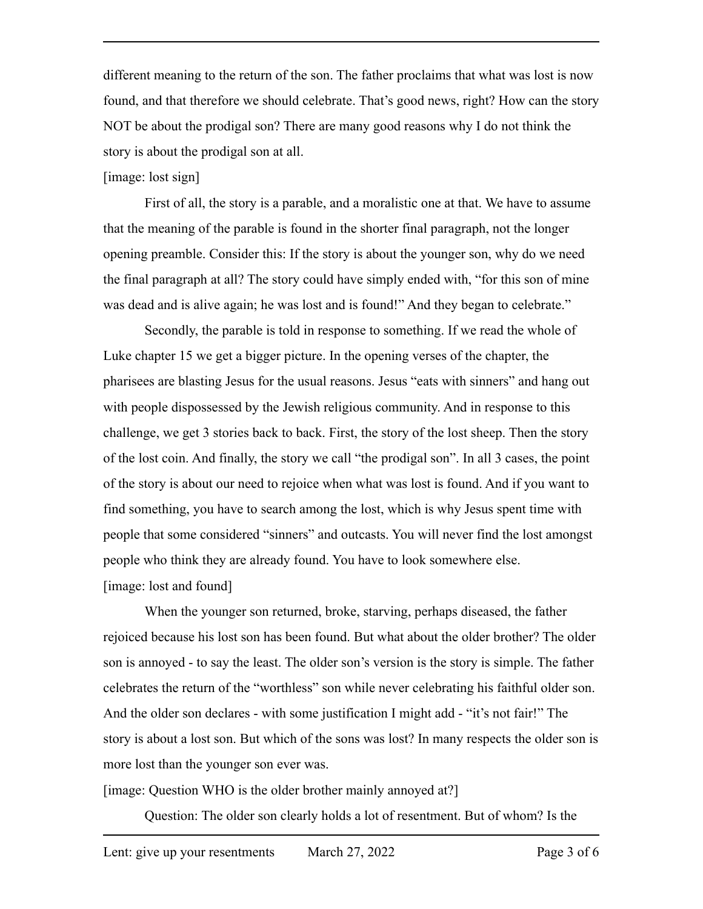different meaning to the return of the son. The father proclaims that what was lost is now found, and that therefore we should celebrate. That's good news, right? How can the story NOT be about the prodigal son? There are many good reasons why I do not think the story is about the prodigal son at all.

[image: lost sign]

First of all, the story is a parable, and a moralistic one at that. We have to assume that the meaning of the parable is found in the shorter final paragraph, not the longer opening preamble. Consider this: If the story is about the younger son, why do we need the final paragraph at all? The story could have simply ended with, "for this son of mine was dead and is alive again; he was lost and is found!" And they began to celebrate."

Secondly, the parable is told in response to something. If we read the whole of Luke chapter 15 we get a bigger picture. In the opening verses of the chapter, the pharisees are blasting Jesus for the usual reasons. Jesus "eats with sinners" and hang out with people dispossessed by the Jewish religious community. And in response to this challenge, we get 3 stories back to back. First, the story of the lost sheep. Then the story of the lost coin. And finally, the story we call "the prodigal son". In all 3 cases, the point of the story is about our need to rejoice when what was lost is found. And if you want to find something, you have to search among the lost, which is why Jesus spent time with people that some considered "sinners" and outcasts. You will never find the lost amongst people who think they are already found. You have to look somewhere else.

[image: lost and found]

When the younger son returned, broke, starving, perhaps diseased, the father rejoiced because his lost son has been found. But what about the older brother? The older son is annoyed - to say the least. The older son's version is the story is simple. The father celebrates the return of the "worthless" son while never celebrating his faithful older son. And the older son declares - with some justification I might add - "it's not fair!" The story is about a lost son. But which of the sons was lost? In many respects the older son is more lost than the younger son ever was.

[image: Question WHO is the older brother mainly annoyed at?]

Question: The older son clearly holds a lot of resentment. But of whom? Is the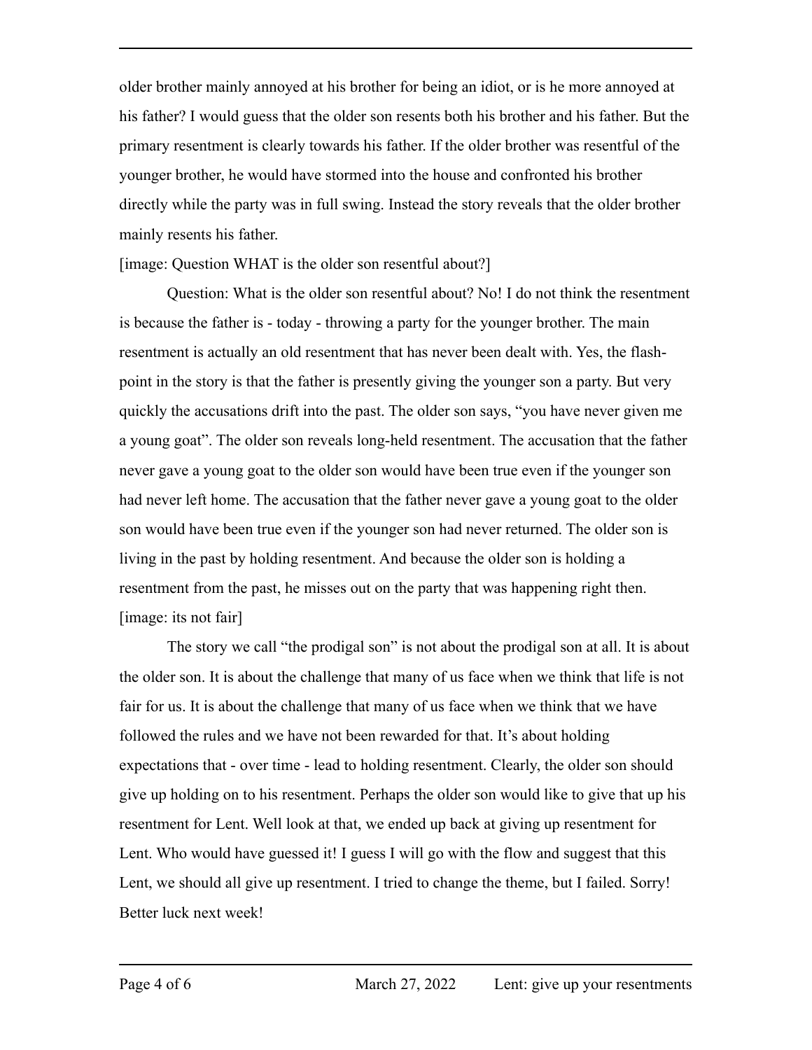older brother mainly annoyed at his brother for being an idiot, or is he more annoyed at his father? I would guess that the older son resents both his brother and his father. But the primary resentment is clearly towards his father. If the older brother was resentful of the younger brother, he would have stormed into the house and confronted his brother directly while the party was in full swing. Instead the story reveals that the older brother mainly resents his father.

[image: Question WHAT is the older son resentful about?]

Question: What is the older son resentful about? No! I do not think the resentment is because the father is - today - throwing a party for the younger brother. The main resentment is actually an old resentment that has never been dealt with. Yes, the flash-point in the story is that the father is presently giving the younger son a party. But very quickly the accusations drift into the past. The older son says, "you have never given me a young goat". The older son reveals long-held resentment. The accusation that the father never gave a young goat to the older son would have been true even if the younger son had never left home. The accusation that the father never gave a young goat to the older son would have been true even if the younger son had never returned. The older son is living in the past by holding resentment. And because the older son is holding a resentment from the past, he misses out on the party that was happening right then.

[image: its not fair]

The story we call "the prodigal son" is not about the prodigal son at all. It is about the older son. It is about the challenge that many of us face when we think that life is not fair for us. It is about the challenge that many of us face when we think that we have followed the rules and we have not been rewarded for that. It's about holding expectations that - over time - lead to holding resentment. Clearly, the older son should give up holding on to his resentment. Perhaps the older son would like to give that up his resentment for Lent. Well look at that, we ended up back at giving up resentment for Lent. Who would have guessed it! I guess I will go with the flow and suggest that this Lent, we should all give up resentment. I tried to change the theme, but I failed. Sorry! Better luck next week!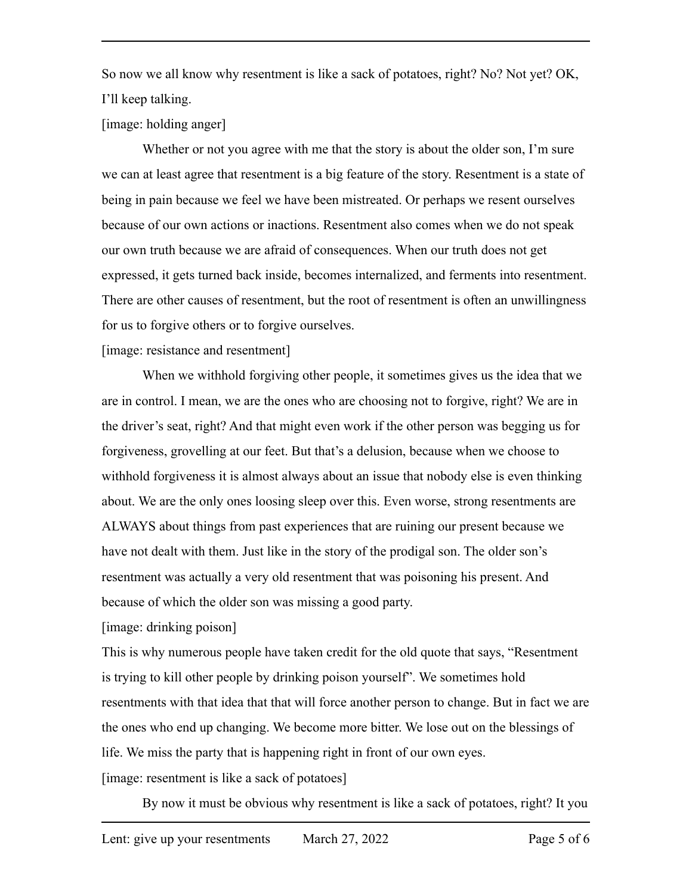So now we all know why resentment is like a sack of potatoes, right? No? Not yet? OK, I'll keep talking.

[image: holding anger]

Whether or not you agree with me that the story is about the older son, I'm sure we can at least agree that resentment is a big feature of the story. Resentment is a state of being in pain because we feel we have been mistreated. Or perhaps we resent ourselves because of our own actions or inactions. Resentment also comes when we do not speak our own truth because we are afraid of consequences. When our truth does not get expressed, it gets turned back inside, becomes internalized, and ferments into resentment. There are other causes of resentment, but the root of resentment is often an unwillingness for us to forgive others or to forgive ourselves.

[image: resistance and resentment]

When we withhold forgiving other people, it sometimes gives us the idea that we are in control. I mean, we are the ones who are choosing not to forgive, right? We are in the driver's seat, right? And that might even work if the other person was begging us for forgiveness, grovelling at our feet. But that's a delusion, because when we choose to withhold forgiveness it is almost always about an issue that nobody else is even thinking about. We are the only ones loosing sleep over this. Even worse, strong resentments are ALWAYS about things from past experiences that are ruining our present because we have not dealt with them. Just like in the story of the prodigal son. The older son's resentment was actually a very old resentment that was poisoning his present. And because of which the older son was missing a good party.

[image: drinking poison]

This is why numerous people have taken credit for the old quote that says, "Resentment is trying to kill other people by drinking poison yourself". We sometimes hold resentments with that idea that that will force another person to change. But in fact we are the ones who end up changing. We become more bitter. We lose out on the blessings of life. We miss the party that is happening right in front of our own eyes.

[image: resentment is like a sack of potatoes]

By now it must be obvious why resentment is like a sack of potatoes, right? It you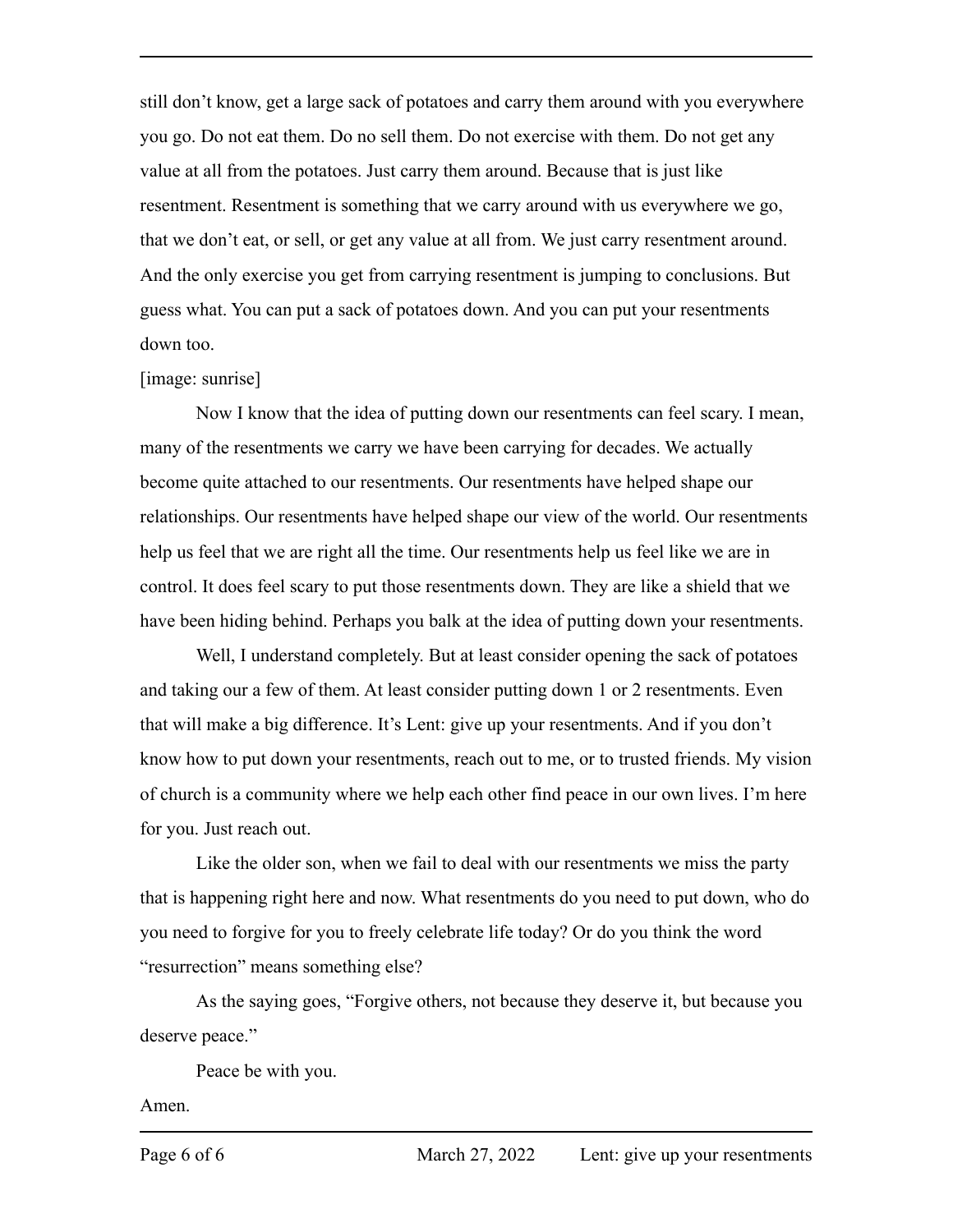still don’t know, get a large sack of potatoes and carry them around with you everywhere you go. Do not eat them. Do no sell them. Do not exercise with them. Do not get any value at all from the potatoes. Just carry them around. Because that is just like resentment. Resentment is something that we carry around with us everywhere we go, that we don’t eat, or sell, or get any value at all from. We just carry resentment around. And the only exercise you get from carrying resentment is jumping to conclusions. But guess what. You can put a sack of potatoes down. And you can put your resentments down too.

[image: sunrise]

Now I know that the idea of putting down our resentments can feel scary. I mean, many of the resentments we carry we have been carrying for decades. We actually become quite attached to our resentments. Our resentments have helped shape our relationships. Our resentments have helped shape our view of the world. Our resentments help us feel that we are right all the time. Our resentments help us feel like we are in control. It does feel scary to put those resentments down. They are like a shield that we have been hiding behind. Perhaps you balk at the idea of putting down your resentments.

Well, I understand completely. But at least consider opening the sack of potatoes and taking our a few of them. At least consider putting down 1 or 2 resentments. Even that will make a big difference. It’s Lent: give up your resentments. And if you don’t know how to put down your resentments, reach out to me, or to trusted friends. My vision of church is a community where we help each other find peace in our own lives. I’m here for you. Just reach out.

Like the older son, when we fail to deal with our resentments we miss the party that is happening right here and now. What resentments do you need to put down, who do you need to forgive for you to freely celebrate life today? Or do you think the word “resurrection” means something else?

As the saying goes, “Forgive others, not because they deserve it, but because you deserve peace.”

Peace be with you.

Amen.